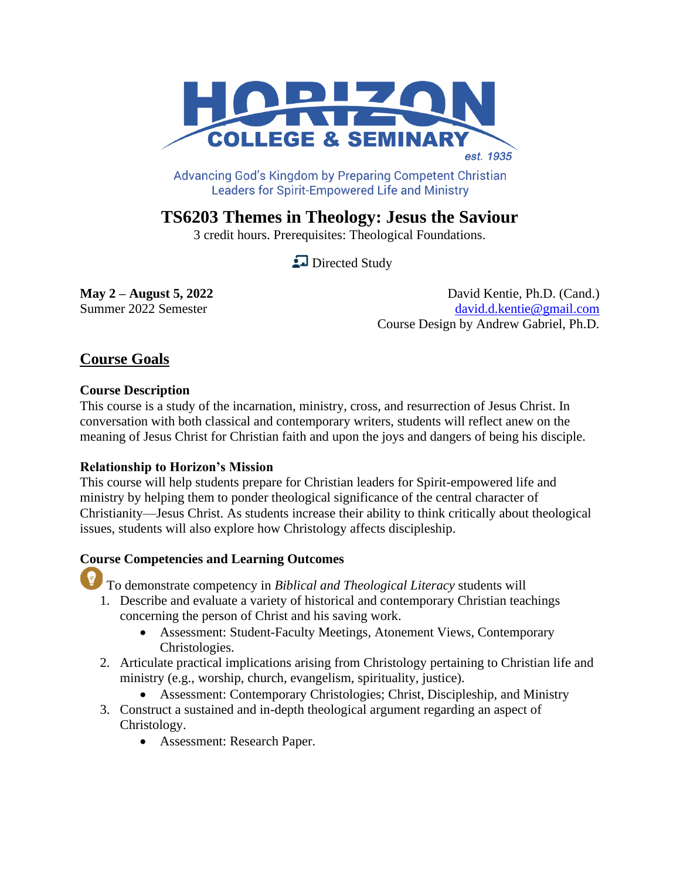HORIZON COLLEGE & SEMINARY est. 1935

Advancing God's Kingdom by Preparing Competent Christian Leaders for Spirit-Empowered Life and Ministry

# TS6203 Themes in Theology: Jesus the Saviour

3 credit hours. Prerequisites: Theological Foundations.

Directed Study

**May 2 – August 5, 2022**
Summer 2022 Semester

David Kentie, Ph.D. (Cand.)
david.d.kentie@gmail.com
Course Design by Andrew Gabriel, Ph.D.

## Course Goals

### Course Description

This course is a study of the incarnation, ministry, cross, and resurrection of Jesus Christ. In conversation with both classical and contemporary writers, students will reflect anew on the meaning of Jesus Christ for Christian faith and upon the joys and dangers of being his disciple.

### Relationship to Horizon's Mission

This course will help students prepare for Christian leaders for Spirit-empowered life and ministry by helping them to ponder theological significance of the central character of Christianity—Jesus Christ. As students increase their ability to think critically about theological issues, students will also explore how Christology affects discipleship.

### Course Competencies and Learning Outcomes

To demonstrate competency in *Biblical and Theological Literacy* students will

1. Describe and evaluate a variety of historical and contemporary Christian teachings concerning the person of Christ and his saving work.
   - Assessment: Student-Faculty Meetings, Atonement Views, Contemporary Christologies.
2. Articulate practical implications arising from Christology pertaining to Christian life and ministry (e.g., worship, church, evangelism, spirituality, justice).
   - Assessment: Contemporary Christologies; Christ, Discipleship, and Ministry
3. Construct a sustained and in-depth theological argument regarding an aspect of Christology.
   - Assessment: Research Paper.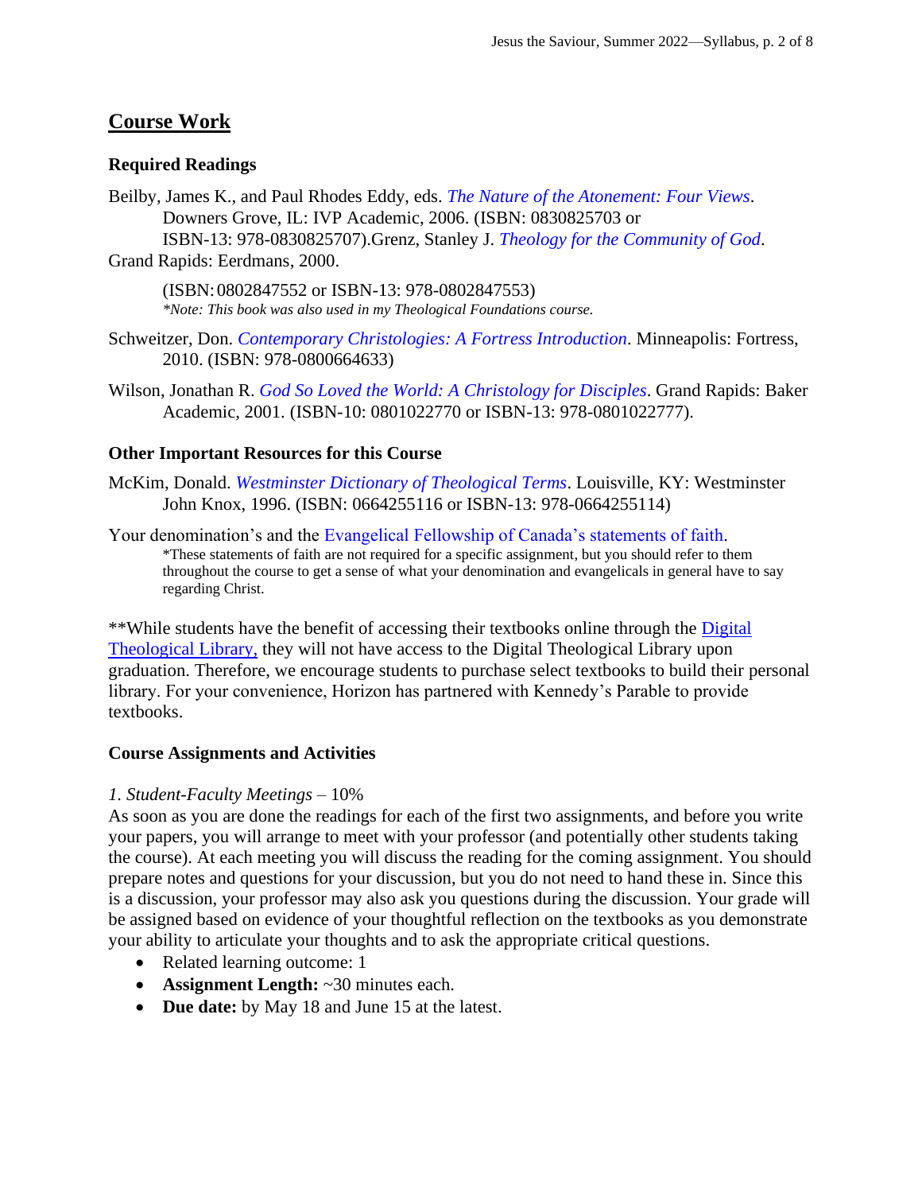## Course Work

### Required Readings

Beilby, James K., and Paul Rhodes Eddy, eds. *The Nature of the Atonement: Four Views*. Downers Grove, IL: IVP Academic, 2006. (ISBN: 0830825703 or ISBN-13: 978-0830825707).Grenz, Stanley J. *Theology for the Community of God*. Grand Rapids: Eerdmans, 2000.

(ISBN: 0802847552 or ISBN-13: 978-0802847553)
*\*Note: This book was also used in my Theological Foundations course.*

Schweitzer, Don. *Contemporary Christologies: A Fortress Introduction*. Minneapolis: Fortress, 2010. (ISBN: 978-0800664633)

Wilson, Jonathan R. *God So Loved the World: A Christology for Disciples*. Grand Rapids: Baker Academic, 2001. (ISBN-10: 0801022770 or ISBN-13: 978-0801022777).

### Other Important Resources for this Course

McKim, Donald. *Westminster Dictionary of Theological Terms*. Louisville, KY: Westminster John Knox, 1996. (ISBN: 0664255116 or ISBN-13: 978-0664255114)

Your denomination's and the Evangelical Fellowship of Canada's statements of faith.
*These statements of faith are not required for a specific assignment, but you should refer to them throughout the course to get a sense of what your denomination and evangelicals in general have to say regarding Christ.

**While students have the benefit of accessing their textbooks online through the Digital Theological Library, they will not have access to the Digital Theological Library upon graduation. Therefore, we encourage students to purchase select textbooks to build their personal library. For your convenience, Horizon has partnered with Kennedy's Parable to provide textbooks.

### Course Assignments and Activities

*1. Student-Faculty Meetings* – 10%
As soon as you are done the readings for each of the first two assignments, and before you write your papers, you will arrange to meet with your professor (and potentially other students taking the course). At each meeting you will discuss the reading for the coming assignment. You should prepare notes and questions for your discussion, but you do not need to hand these in. Since this is a discussion, your professor may also ask you questions during the discussion. Your grade will be assigned based on evidence of your thoughtful reflection on the textbooks as you demonstrate your ability to articulate your thoughts and to ask the appropriate critical questions.

- Related learning outcome: 1
- **Assignment Length:** ~30 minutes each.
- **Due date:** by May 18 and June 15 at the latest.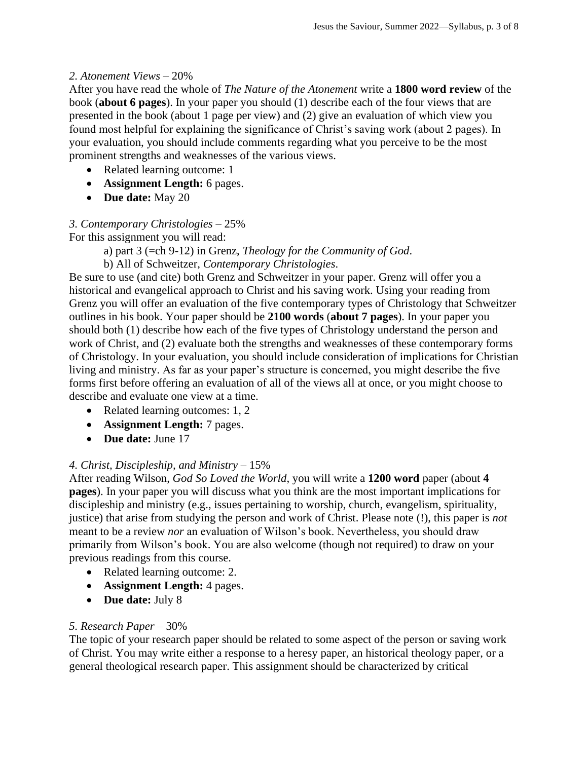*2. Atonement Views* – 20%

After you have read the whole of *The Nature of the Atonement* write a **1800 word review** of the book (**about 6 pages**). In your paper you should (1) describe each of the four views that are presented in the book (about 1 page per view) and (2) give an evaluation of which view you found most helpful for explaining the significance of Christ's saving work (about 2 pages). In your evaluation, you should include comments regarding what you perceive to be the most prominent strengths and weaknesses of the various views.

- Related learning outcome: 1
- **Assignment Length:** 6 pages.
- **Due date:** May 20

*3. Contemporary Christologies* – 25%

For this assignment you will read:

a) part 3 (=ch 9-12) in Grenz, *Theology for the Community of God*.

b) All of Schweitzer, *Contemporary Christologies*.

Be sure to use (and cite) both Grenz and Schweitzer in your paper. Grenz will offer you a historical and evangelical approach to Christ and his saving work. Using your reading from Grenz you will offer an evaluation of the five contemporary types of Christology that Schweitzer outlines in his book. Your paper should be **2100 words** (**about 7 pages**). In your paper you should both (1) describe how each of the five types of Christology understand the person and work of Christ, and (2) evaluate both the strengths and weaknesses of these contemporary forms of Christology. In your evaluation, you should include consideration of implications for Christian living and ministry. As far as your paper's structure is concerned, you might describe the five forms first before offering an evaluation of all of the views all at once, or you might choose to describe and evaluate one view at a time.

- Related learning outcomes: 1, 2
- **Assignment Length:** 7 pages.
- **Due date:** June 17

*4. Christ, Discipleship, and Ministry* – 15%

After reading Wilson, *God So Loved the World*, you will write a **1200 word** paper (about **4 pages**). In your paper you will discuss what you think are the most important implications for discipleship and ministry (e.g., issues pertaining to worship, church, evangelism, spirituality, justice) that arise from studying the person and work of Christ. Please note (!), this paper is *not* meant to be a review *nor* an evaluation of Wilson's book. Nevertheless, you should draw primarily from Wilson's book. You are also welcome (though not required) to draw on your previous readings from this course.

- Related learning outcome: 2.
- **Assignment Length:** 4 pages.
- **Due date:** July 8

*5. Research Paper* – 30%

The topic of your research paper should be related to some aspect of the person or saving work of Christ. You may write either a response to a heresy paper, an historical theology paper, or a general theological research paper. This assignment should be characterized by critical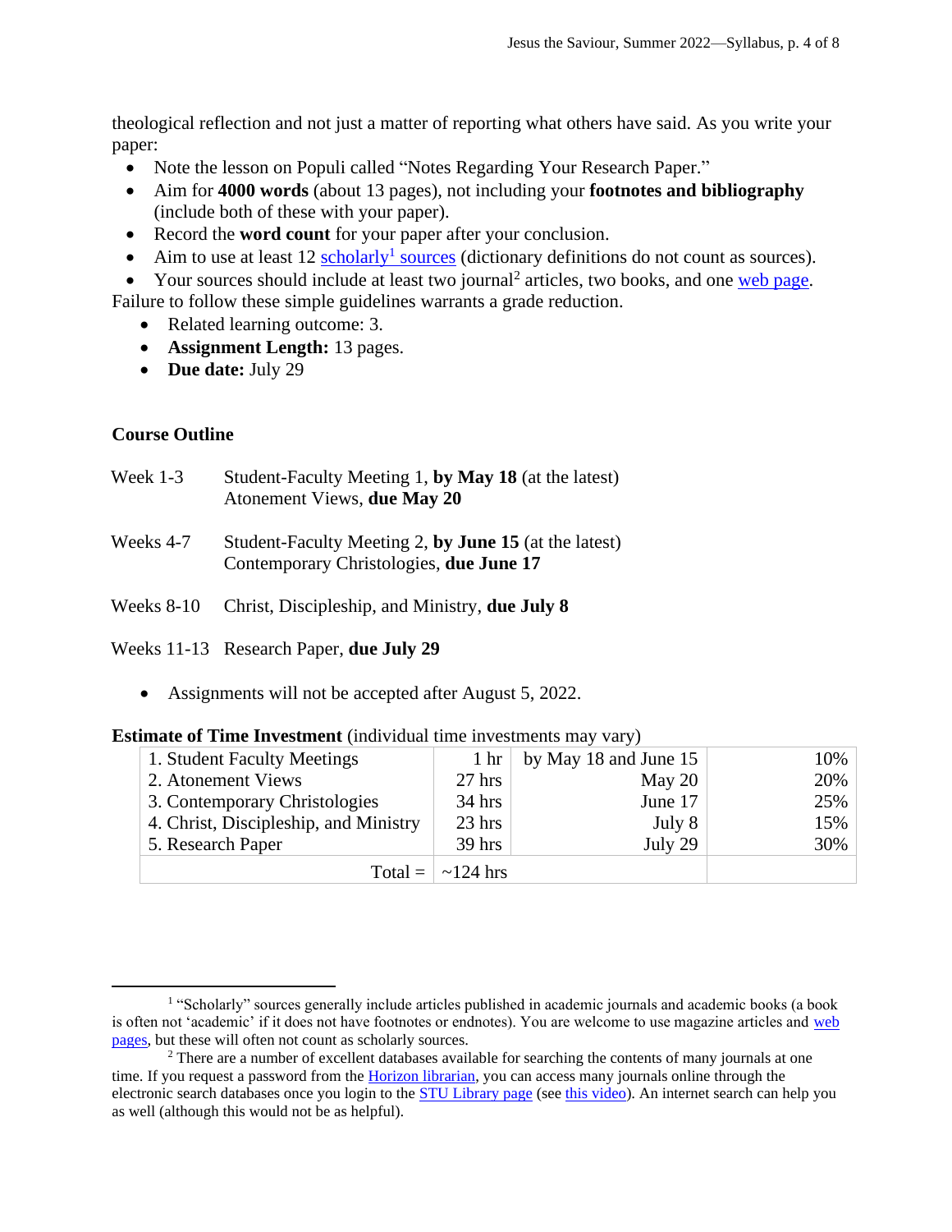theological reflection and not just a matter of reporting what others have said. As you write your paper:

- Note the lesson on Populi called "Notes Regarding Your Research Paper."
- Aim for **4000 words** (about 13 pages), not including your **footnotes and bibliography** (include both of these with your paper).
- Record the **word count** for your paper after your conclusion.
- Aim to use at least 12 scholarly[1] sources (dictionary definitions do not count as sources).
- Your sources should include at least two journal[2] articles, two books, and one web page.

Failure to follow these simple guidelines warrants a grade reduction.

- Related learning outcome: 3.
- **Assignment Length:** 13 pages.
- **Due date:** July 29

### Course Outline

Week 1-3 — Student-Faculty Meeting 1, **by May 18** (at the latest)
Atonement Views, **due May 20**

Weeks 4-7 — Student-Faculty Meeting 2, **by June 15** (at the latest)
Contemporary Christologies, **due June 17**

Weeks 8-10 — Christ, Discipleship, and Ministry, **due July 8**

Weeks 11-13 — Research Paper, **due July 29**

- Assignments will not be accepted after August 5, 2022.

**Estimate of Time Investment** (individual time investments may vary)

| | | | |
|---|---|---|---|
| 1. Student Faculty Meetings | 1 hr | by May 18 and June 15 | 10% |
| 2. Atonement Views | 27 hrs | May 20 | 20% |
| 3. Contemporary Christologies | 34 hrs | June 17 | 25% |
| 4. Christ, Discipleship, and Ministry | 23 hrs | July 8 | 15% |
| 5. Research Paper | 39 hrs | July 29 | 30% |
| Total = | ~124 hrs | | |

[1] "Scholarly" sources generally include articles published in academic journals and academic books (a book is often not 'academic' if it does not have footnotes or endnotes). You are welcome to use magazine articles and web pages, but these will often not count as scholarly sources.

[2] There are a number of excellent databases available for searching the contents of many journals at one time. If you request a password from the Horizon librarian, you can access many journals online through the electronic search databases once you login to the STU Library page (see this video). An internet search can help you as well (although this would not be as helpful).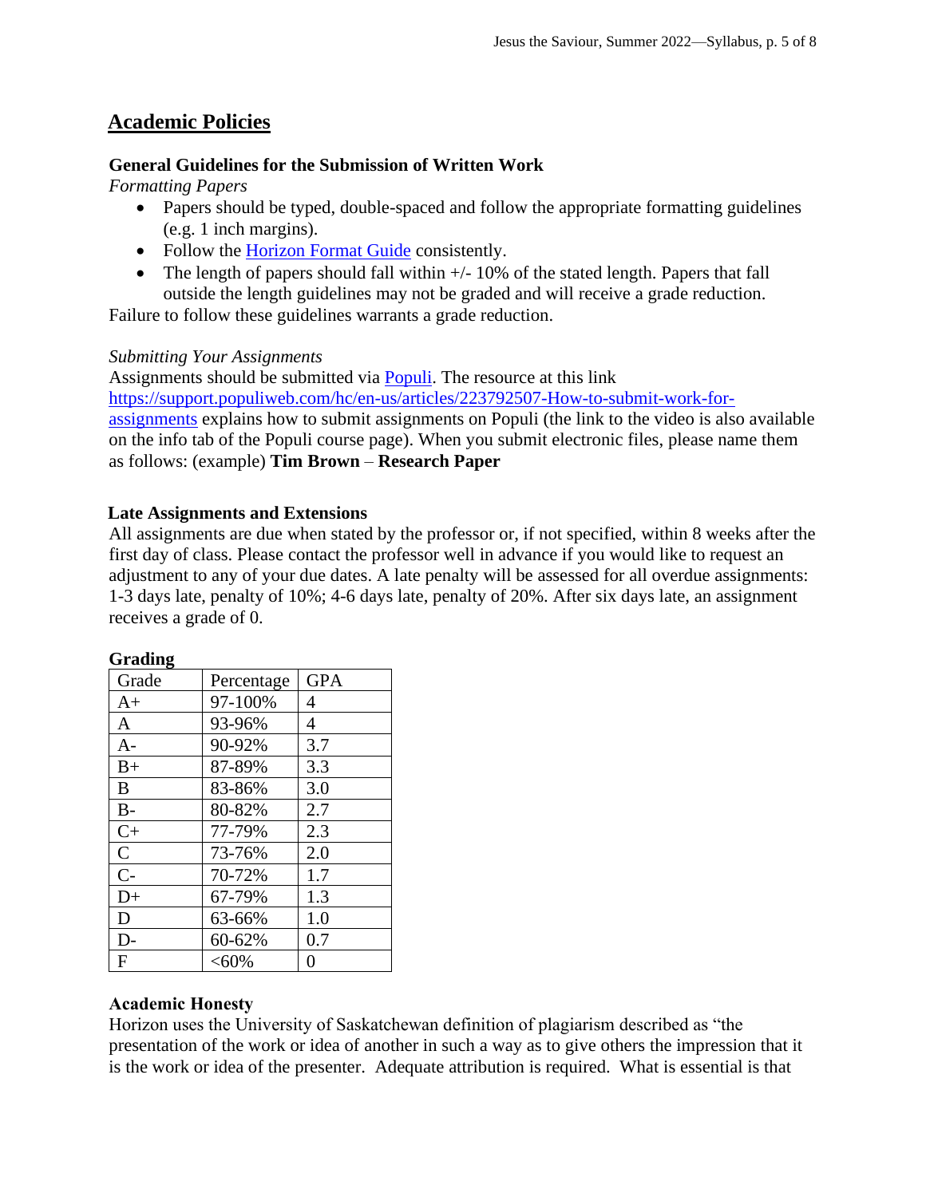## Academic Policies

### General Guidelines for the Submission of Written Work

*Formatting Papers*

- Papers should be typed, double-spaced and follow the appropriate formatting guidelines (e.g. 1 inch margins).
- Follow the Horizon Format Guide consistently.
- The length of papers should fall within +/- 10% of the stated length. Papers that fall outside the length guidelines may not be graded and will receive a grade reduction.

Failure to follow these guidelines warrants a grade reduction.

*Submitting Your Assignments*

Assignments should be submitted via Populi. The resource at this link https://support.populiweb.com/hc/en-us/articles/223792507-How-to-submit-work-for-assignments explains how to submit assignments on Populi (the link to the video is also available on the info tab of the Populi course page). When you submit electronic files, please name them as follows: (example) **Tim Brown** – **Research Paper**

### Late Assignments and Extensions

All assignments are due when stated by the professor or, if not specified, within 8 weeks after the first day of class. Please contact the professor well in advance if you would like to request an adjustment to any of your due dates. A late penalty will be assessed for all overdue assignments: 1-3 days late, penalty of 10%; 4-6 days late, penalty of 20%. After six days late, an assignment receives a grade of 0.

### Grading

| Grade | Percentage | GPA |
|---|---|---|
| A+ | 97-100% | 4 |
| A | 93-96% | 4 |
| A- | 90-92% | 3.7 |
| B+ | 87-89% | 3.3 |
| B | 83-86% | 3.0 |
| B- | 80-82% | 2.7 |
| C+ | 77-79% | 2.3 |
| C | 73-76% | 2.0 |
| C- | 70-72% | 1.7 |
| D+ | 67-79% | 1.3 |
| D | 63-66% | 1.0 |
| D- | 60-62% | 0.7 |
| F | <60% | 0 |

### Academic Honesty

Horizon uses the University of Saskatchewan definition of plagiarism described as "the presentation of the work or idea of another in such a way as to give others the impression that it is the work or idea of the presenter. Adequate attribution is required. What is essential is that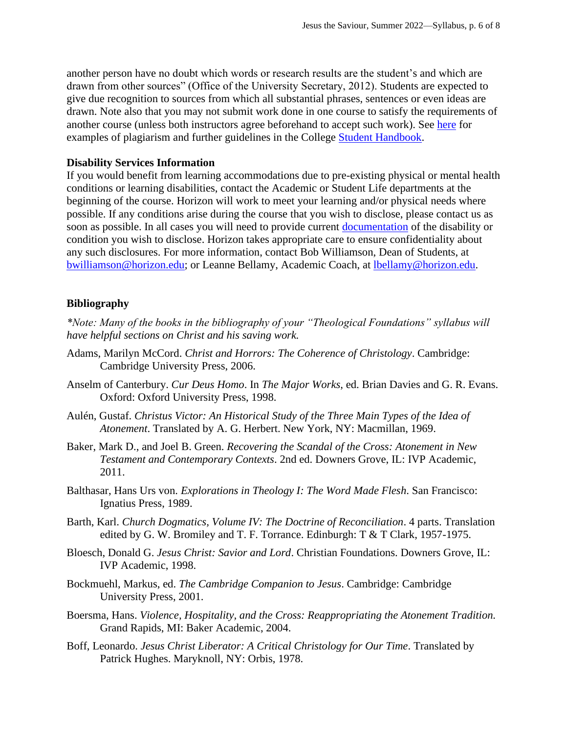another person have no doubt which words or research results are the student's and which are drawn from other sources" (Office of the University Secretary, 2012). Students are expected to give due recognition to sources from which all substantial phrases, sentences or even ideas are drawn. Note also that you may not submit work done in one course to satisfy the requirements of another course (unless both instructors agree beforehand to accept such work). See here for examples of plagiarism and further guidelines in the College Student Handbook.

**Disability Services Information**

If you would benefit from learning accommodations due to pre-existing physical or mental health conditions or learning disabilities, contact the Academic or Student Life departments at the beginning of the course. Horizon will work to meet your learning and/or physical needs where possible. If any conditions arise during the course that you wish to disclose, please contact us as soon as possible. In all cases you will need to provide current documentation of the disability or condition you wish to disclose. Horizon takes appropriate care to ensure confidentiality about any such disclosures. For more information, contact Bob Williamson, Dean of Students, at bwilliamson@horizon.edu; or Leanne Bellamy, Academic Coach, at lbellamy@horizon.edu.

## Bibliography

*\*Note: Many of the books in the bibliography of your "Theological Foundations" syllabus will have helpful sections on Christ and his saving work.*

Adams, Marilyn McCord. *Christ and Horrors: The Coherence of Christology*. Cambridge: Cambridge University Press, 2006.

Anselm of Canterbury. *Cur Deus Homo*. In *The Major Works*, ed. Brian Davies and G. R. Evans. Oxford: Oxford University Press, 1998.

Aulén, Gustaf. *Christus Victor: An Historical Study of the Three Main Types of the Idea of Atonement*. Translated by A. G. Herbert. New York, NY: Macmillan, 1969.

Baker, Mark D., and Joel B. Green. *Recovering the Scandal of the Cross: Atonement in New Testament and Contemporary Contexts*. 2nd ed. Downers Grove, IL: IVP Academic, 2011.

Balthasar, Hans Urs von. *Explorations in Theology I: The Word Made Flesh*. San Francisco: Ignatius Press, 1989.

Barth, Karl. *Church Dogmatics, Volume IV: The Doctrine of Reconciliation*. 4 parts. Translation edited by G. W. Bromiley and T. F. Torrance. Edinburgh: T & T Clark, 1957-1975.

Bloesch, Donald G. *Jesus Christ: Savior and Lord*. Christian Foundations. Downers Grove, IL: IVP Academic, 1998.

Bockmuehl, Markus, ed. *The Cambridge Companion to Jesus*. Cambridge: Cambridge University Press, 2001.

Boersma, Hans. *Violence, Hospitality, and the Cross: Reappropriating the Atonement Tradition*. Grand Rapids, MI: Baker Academic, 2004.

Boff, Leonardo. *Jesus Christ Liberator: A Critical Christology for Our Time*. Translated by Patrick Hughes. Maryknoll, NY: Orbis, 1978.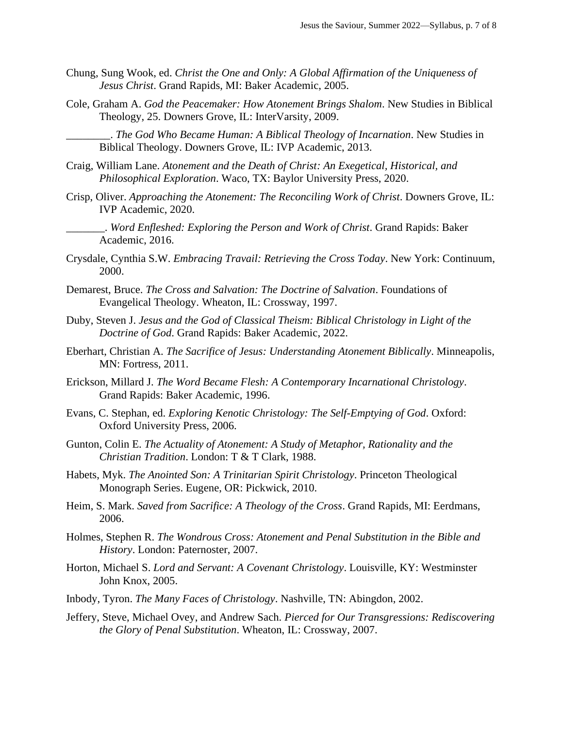Chung, Sung Wook, ed. *Christ the One and Only: A Global Affirmation of the Uniqueness of Jesus Christ*. Grand Rapids, MI: Baker Academic, 2005.

Cole, Graham A. *God the Peacemaker: How Atonement Brings Shalom*. New Studies in Biblical Theology, 25. Downers Grove, IL: InterVarsity, 2009.

________. *The God Who Became Human: A Biblical Theology of Incarnation*. New Studies in Biblical Theology. Downers Grove, IL: IVP Academic, 2013.

Craig, William Lane. *Atonement and the Death of Christ: An Exegetical, Historical, and Philosophical Exploration*. Waco, TX: Baylor University Press, 2020.

Crisp, Oliver. *Approaching the Atonement: The Reconciling Work of Christ*. Downers Grove, IL: IVP Academic, 2020.

_______. *Word Enfleshed: Exploring the Person and Work of Christ*. Grand Rapids: Baker Academic, 2016.

Crysdale, Cynthia S.W. *Embracing Travail: Retrieving the Cross Today*. New York: Continuum, 2000.

Demarest, Bruce. *The Cross and Salvation: The Doctrine of Salvation*. Foundations of Evangelical Theology. Wheaton, IL: Crossway, 1997.

Duby, Steven J. *Jesus and the God of Classical Theism: Biblical Christology in Light of the Doctrine of God*. Grand Rapids: Baker Academic, 2022.

Eberhart, Christian A. *The Sacrifice of Jesus: Understanding Atonement Biblically*. Minneapolis, MN: Fortress, 2011.

Erickson, Millard J. *The Word Became Flesh: A Contemporary Incarnational Christology*. Grand Rapids: Baker Academic, 1996.

Evans, C. Stephan, ed. *Exploring Kenotic Christology: The Self-Emptying of God*. Oxford: Oxford University Press, 2006.

Gunton, Colin E. *The Actuality of Atonement: A Study of Metaphor, Rationality and the Christian Tradition*. London: T & T Clark, 1988.

Habets, Myk. *The Anointed Son: A Trinitarian Spirit Christology*. Princeton Theological Monograph Series. Eugene, OR: Pickwick, 2010.

Heim, S. Mark. *Saved from Sacrifice: A Theology of the Cross*. Grand Rapids, MI: Eerdmans, 2006.

Holmes, Stephen R. *The Wondrous Cross: Atonement and Penal Substitution in the Bible and History*. London: Paternoster, 2007.

Horton, Michael S. *Lord and Servant: A Covenant Christology*. Louisville, KY: Westminster John Knox, 2005.

Inbody, Tyron. *The Many Faces of Christology*. Nashville, TN: Abingdon, 2002.

Jeffery, Steve, Michael Ovey, and Andrew Sach. *Pierced for Our Transgressions: Rediscovering the Glory of Penal Substitution*. Wheaton, IL: Crossway, 2007.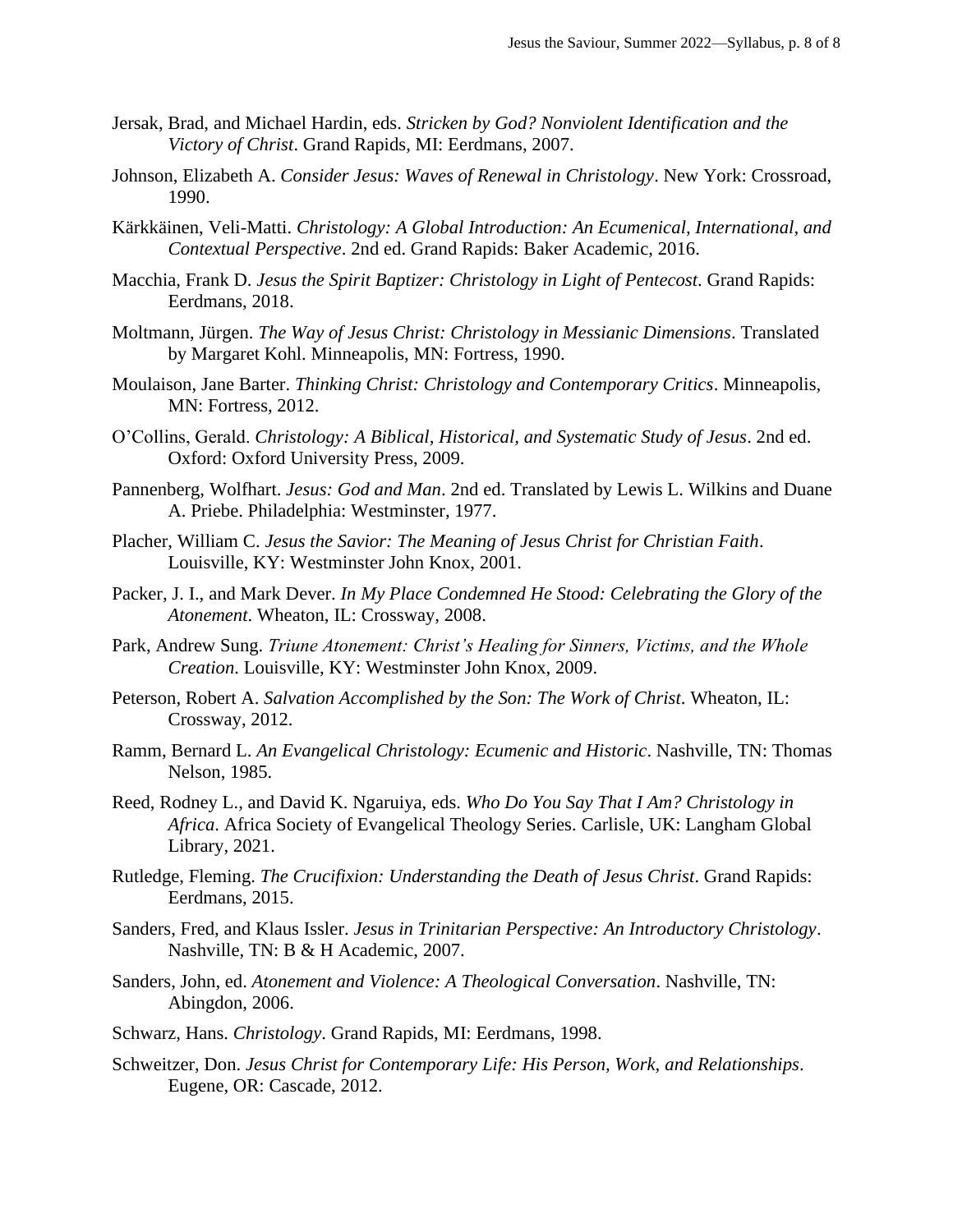Jersak, Brad, and Michael Hardin, eds. *Stricken by God? Nonviolent Identification and the Victory of Christ*. Grand Rapids, MI: Eerdmans, 2007.

Johnson, Elizabeth A. *Consider Jesus: Waves of Renewal in Christology*. New York: Crossroad, 1990.

Kärkkäinen, Veli-Matti. *Christology: A Global Introduction: An Ecumenical, International, and Contextual Perspective*. 2nd ed. Grand Rapids: Baker Academic, 2016.

Macchia, Frank D. *Jesus the Spirit Baptizer: Christology in Light of Pentecost*. Grand Rapids: Eerdmans, 2018.

Moltmann, Jürgen. *The Way of Jesus Christ: Christology in Messianic Dimensions*. Translated by Margaret Kohl. Minneapolis, MN: Fortress, 1990.

Moulaison, Jane Barter. *Thinking Christ: Christology and Contemporary Critics*. Minneapolis, MN: Fortress, 2012.

O'Collins, Gerald. *Christology: A Biblical, Historical, and Systematic Study of Jesus*. 2nd ed. Oxford: Oxford University Press, 2009.

Pannenberg, Wolfhart. *Jesus: God and Man*. 2nd ed. Translated by Lewis L. Wilkins and Duane A. Priebe. Philadelphia: Westminster, 1977.

Placher, William C. *Jesus the Savior: The Meaning of Jesus Christ for Christian Faith*. Louisville, KY: Westminster John Knox, 2001.

Packer, J. I., and Mark Dever. *In My Place Condemned He Stood: Celebrating the Glory of the Atonement*. Wheaton, IL: Crossway, 2008.

Park, Andrew Sung. *Triune Atonement: Christ's Healing for Sinners, Victims, and the Whole Creation*. Louisville, KY: Westminster John Knox, 2009.

Peterson, Robert A. *Salvation Accomplished by the Son: The Work of Christ*. Wheaton, IL: Crossway, 2012.

Ramm, Bernard L. *An Evangelical Christology: Ecumenic and Historic*. Nashville, TN: Thomas Nelson, 1985.

Reed, Rodney L., and David K. Ngaruiya, eds. *Who Do You Say That I Am? Christology in Africa*. Africa Society of Evangelical Theology Series. Carlisle, UK: Langham Global Library, 2021.

Rutledge, Fleming. *The Crucifixion: Understanding the Death of Jesus Christ*. Grand Rapids: Eerdmans, 2015.

Sanders, Fred, and Klaus Issler. *Jesus in Trinitarian Perspective: An Introductory Christology*. Nashville, TN: B & H Academic, 2007.

Sanders, John, ed. *Atonement and Violence: A Theological Conversation*. Nashville, TN: Abingdon, 2006.

Schwarz, Hans. *Christology*. Grand Rapids, MI: Eerdmans, 1998.

Schweitzer, Don. *Jesus Christ for Contemporary Life: His Person, Work, and Relationships*. Eugene, OR: Cascade, 2012.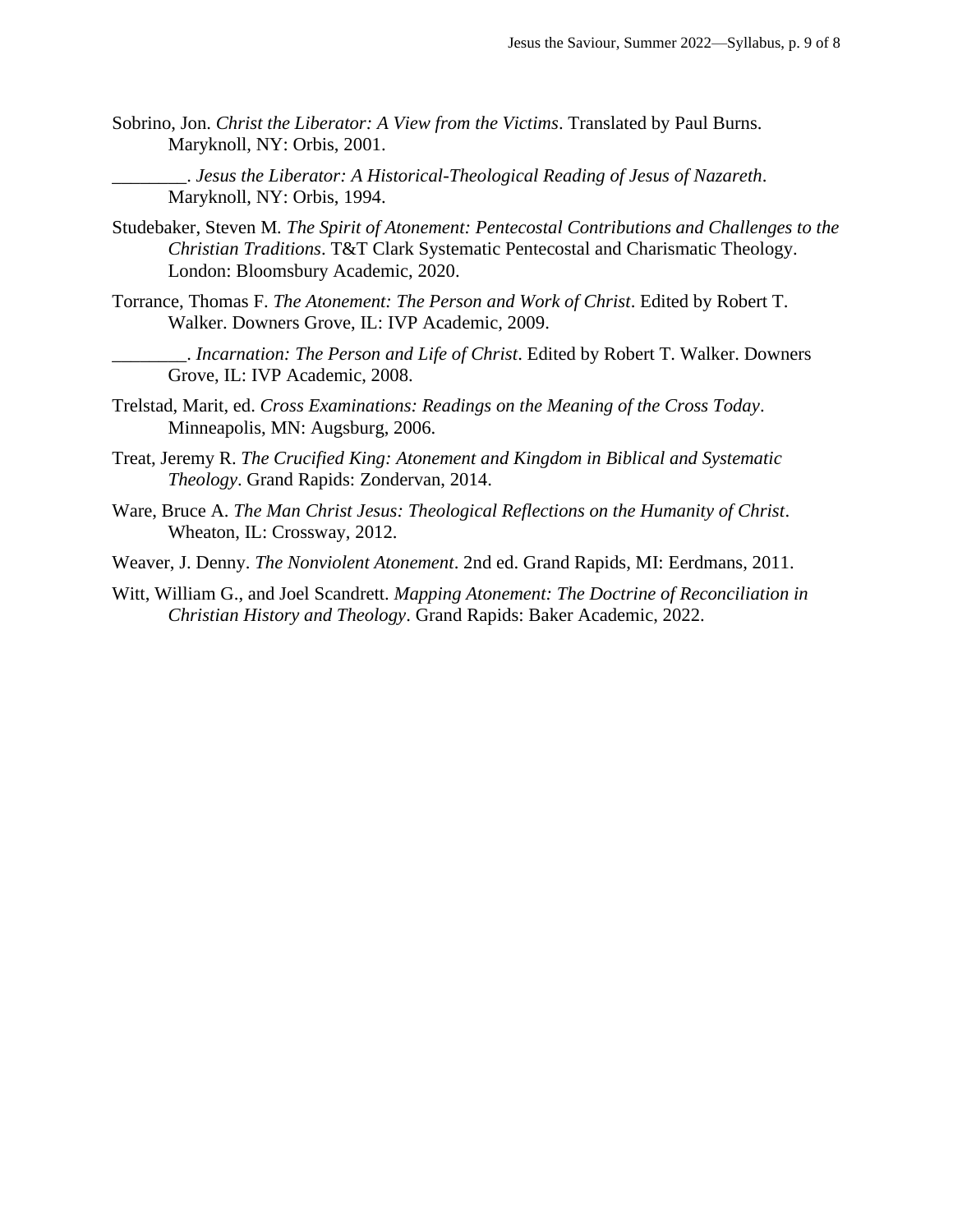Sobrino, Jon. *Christ the Liberator: A View from the Victims*. Translated by Paul Burns. Maryknoll, NY: Orbis, 2001.

________. *Jesus the Liberator: A Historical-Theological Reading of Jesus of Nazareth*. Maryknoll, NY: Orbis, 1994.

Studebaker, Steven M. *The Spirit of Atonement: Pentecostal Contributions and Challenges to the Christian Traditions*. T&T Clark Systematic Pentecostal and Charismatic Theology. London: Bloomsbury Academic, 2020.

Torrance, Thomas F. *The Atonement: The Person and Work of Christ*. Edited by Robert T. Walker. Downers Grove, IL: IVP Academic, 2009.

________. *Incarnation: The Person and Life of Christ*. Edited by Robert T. Walker. Downers Grove, IL: IVP Academic, 2008.

Trelstad, Marit, ed. *Cross Examinations: Readings on the Meaning of the Cross Today*. Minneapolis, MN: Augsburg, 2006.

Treat, Jeremy R. *The Crucified King: Atonement and Kingdom in Biblical and Systematic Theology*. Grand Rapids: Zondervan, 2014.

Ware, Bruce A. *The Man Christ Jesus: Theological Reflections on the Humanity of Christ*. Wheaton, IL: Crossway, 2012.

Weaver, J. Denny. *The Nonviolent Atonement*. 2nd ed. Grand Rapids, MI: Eerdmans, 2011.

Witt, William G., and Joel Scandrett. *Mapping Atonement: The Doctrine of Reconciliation in Christian History and Theology*. Grand Rapids: Baker Academic, 2022.